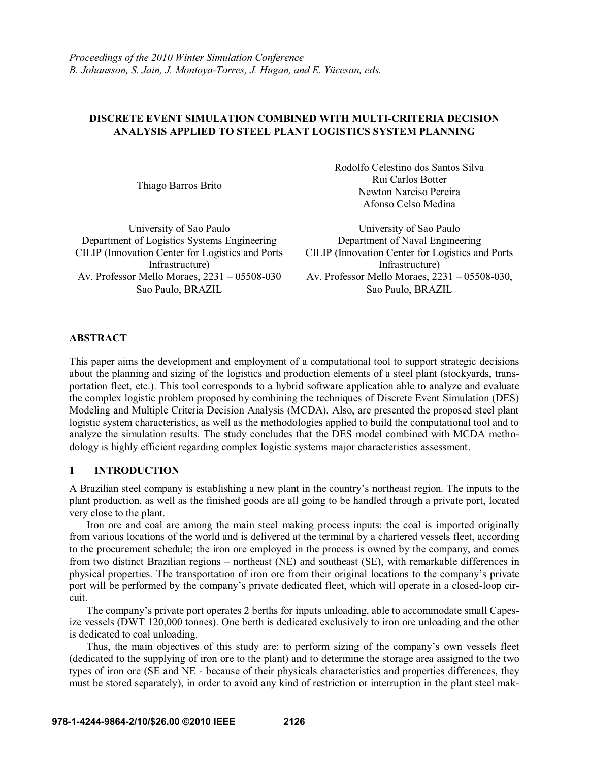*Proceedings of the 2010 Winter Simulation Conference*
*B. Johansson, S. Jain, J. Montoya-Torres, J. Hugan, and E. Yücesan, eds.*

# DISCRETE EVENT SIMULATION COMBINED WITH MULTI-CRITERIA DECISION ANALYSIS APPLIED TO STEEL PLANT LOGISTICS SYSTEM PLANNING

Thiago Barros Brito

University of Sao Paulo
Department of Logistics Systems Engineering
CILIP (Innovation Center for Logistics and Ports Infrastructure)
Av. Professor Mello Moraes, 2231 – 05508-030
Sao Paulo, BRAZIL

Rodolfo Celestino dos Santos Silva
Rui Carlos Botter
Newton Narciso Pereira
Afonso Celso Medina

University of Sao Paulo
Department of Naval Engineering
CILIP (Innovation Center for Logistics and Ports Infrastructure)
Av. Professor Mello Moraes, 2231 – 05508-030,
Sao Paulo, BRAZIL

## ABSTRACT

This paper aims the development and employment of a computational tool to support strategic decisions about the planning and sizing of the logistics and production elements of a steel plant (stockyards, transportation fleet, etc.). This tool corresponds to a hybrid software application able to analyze and evaluate the complex logistic problem proposed by combining the techniques of Discrete Event Simulation (DES) Modeling and Multiple Criteria Decision Analysis (MCDA). Also, are presented the proposed steel plant logistic system characteristics, as well as the methodologies applied to build the computational tool and to analyze the simulation results. The study concludes that the DES model combined with MCDA methodology is highly efficient regarding complex logistic systems major characteristics assessment.

## 1 INTRODUCTION

A Brazilian steel company is establishing a new plant in the country's northeast region. The inputs to the plant production, as well as the finished goods are all going to be handled through a private port, located very close to the plant.

Iron ore and coal are among the main steel making process inputs: the coal is imported originally from various locations of the world and is delivered at the terminal by a chartered vessels fleet, according to the procurement schedule; the iron ore employed in the process is owned by the company, and comes from two distinct Brazilian regions – northeast (NE) and southeast (SE), with remarkable differences in physical properties. The transportation of iron ore from their original locations to the company's private port will be performed by the company's private dedicated fleet, which will operate in a closed-loop circuit.

The company's private port operates 2 berths for inputs unloading, able to accommodate small Capesize vessels (DWT 120,000 tonnes). One berth is dedicated exclusively to iron ore unloading and the other is dedicated to coal unloading.

Thus, the main objectives of this study are: to perform sizing of the company's own vessels fleet (dedicated to the supplying of iron ore to the plant) and to determine the storage area assigned to the two types of iron ore (SE and NE - because of their physicals characteristics and properties differences, they must be stored separately), in order to avoid any kind of restriction or interruption in the plant steel mak-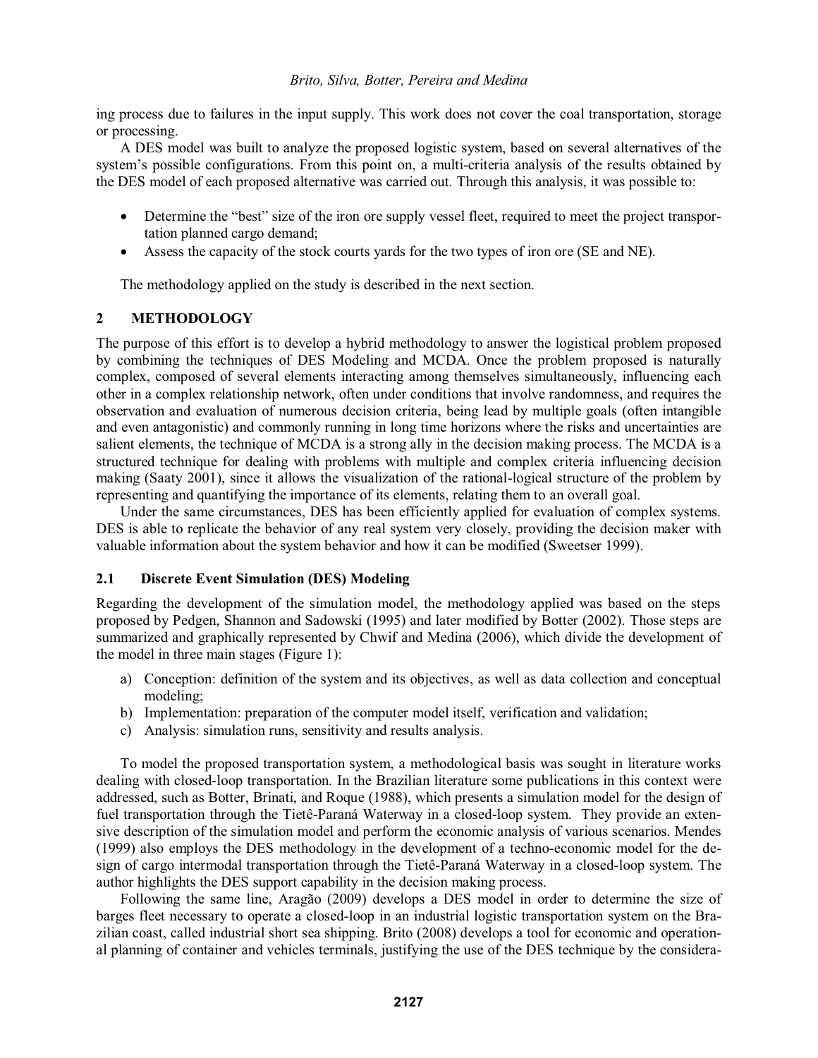ing process due to failures in the input supply. This work does not cover the coal transportation, storage or processing.

A DES model was built to analyze the proposed logistic system, based on several alternatives of the system's possible configurations. From this point on, a multi-criteria analysis of the results obtained by the DES model of each proposed alternative was carried out. Through this analysis, it was possible to:

- Determine the "best" size of the iron ore supply vessel fleet, required to meet the project transportation planned cargo demand;
- Assess the capacity of the stock courts yards for the two types of iron ore (SE and NE).

The methodology applied on the study is described in the next section.

## 2 METHODOLOGY

The purpose of this effort is to develop a hybrid methodology to answer the logistical problem proposed by combining the techniques of DES Modeling and MCDA. Once the problem proposed is naturally complex, composed of several elements interacting among themselves simultaneously, influencing each other in a complex relationship network, often under conditions that involve randomness, and requires the observation and evaluation of numerous decision criteria, being lead by multiple goals (often intangible and even antagonistic) and commonly running in long time horizons where the risks and uncertainties are salient elements, the technique of MCDA is a strong ally in the decision making process. The MCDA is a structured technique for dealing with problems with multiple and complex criteria influencing decision making (Saaty 2001), since it allows the visualization of the rational-logical structure of the problem by representing and quantifying the importance of its elements, relating them to an overall goal.

Under the same circumstances, DES has been efficiently applied for evaluation of complex systems. DES is able to replicate the behavior of any real system very closely, providing the decision maker with valuable information about the system behavior and how it can be modified (Sweetser 1999).

### 2.1 Discrete Event Simulation (DES) Modeling

Regarding the development of the simulation model, the methodology applied was based on the steps proposed by Pedgen, Shannon and Sadowski (1995) and later modified by Botter (2002). Those steps are summarized and graphically represented by Chwif and Medina (2006), which divide the development of the model in three main stages (Figure 1):

a) Conception: definition of the system and its objectives, as well as data collection and conceptual modeling;
b) Implementation: preparation of the computer model itself, verification and validation;
c) Analysis: simulation runs, sensitivity and results analysis.

To model the proposed transportation system, a methodological basis was sought in literature works dealing with closed-loop transportation. In the Brazilian literature some publications in this context were addressed, such as Botter, Brinati, and Roque (1988), which presents a simulation model for the design of fuel transportation through the Tietê-Paraná Waterway in a closed-loop system. They provide an extensive description of the simulation model and perform the economic analysis of various scenarios. Mendes (1999) also employs the DES methodology in the development of a techno-economic model for the design of cargo intermodal transportation through the Tietê-Paraná Waterway in a closed-loop system. The author highlights the DES support capability in the decision making process.

Following the same line, Aragão (2009) develops a DES model in order to determine the size of barges fleet necessary to operate a closed-loop in an industrial logistic transportation system on the Brazilian coast, called industrial short sea shipping. Brito (2008) develops a tool for economic and operational planning of container and vehicles terminals, justifying the use of the DES technique by the considera-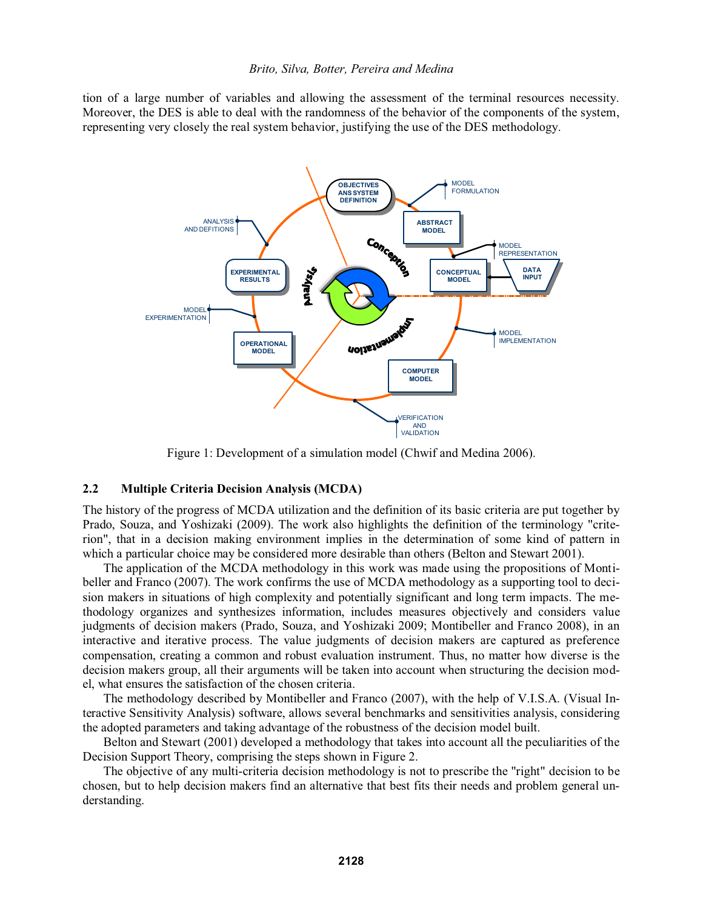tion of a large number of variables and allowing the assessment of the terminal resources necessity. Moreover, the DES is able to deal with the randomness of the behavior of the components of the system, representing very closely the real system behavior, justifying the use of the DES methodology.

Figure 1: Development of a simulation model (Chwif and Medina 2006).

### 2.2 Multiple Criteria Decision Analysis (MCDA)

The history of the progress of MCDA utilization and the definition of its basic criteria are put together by Prado, Souza, and Yoshizaki (2009). The work also highlights the definition of the terminology "criterion", that in a decision making environment implies in the determination of some kind of pattern in which a particular choice may be considered more desirable than others (Belton and Stewart 2001).

The application of the MCDA methodology in this work was made using the propositions of Montibeller and Franco (2007). The work confirms the use of MCDA methodology as a supporting tool to decision makers in situations of high complexity and potentially significant and long term impacts. The methodology organizes and synthesizes information, includes measures objectively and considers value judgments of decision makers (Prado, Souza, and Yoshizaki 2009; Montibeller and Franco 2008), in an interactive and iterative process. The value judgments of decision makers are captured as preference compensation, creating a common and robust evaluation instrument. Thus, no matter how diverse is the decision makers group, all their arguments will be taken into account when structuring the decision model, what ensures the satisfaction of the chosen criteria.

The methodology described by Montibeller and Franco (2007), with the help of V.I.S.A. (Visual Interactive Sensitivity Analysis) software, allows several benchmarks and sensitivities analysis, considering the adopted parameters and taking advantage of the robustness of the decision model built.

Belton and Stewart (2001) developed a methodology that takes into account all the peculiarities of the Decision Support Theory, comprising the steps shown in Figure 2.

The objective of any multi-criteria decision methodology is not to prescribe the "right" decision to be chosen, but to help decision makers find an alternative that best fits their needs and problem general understanding.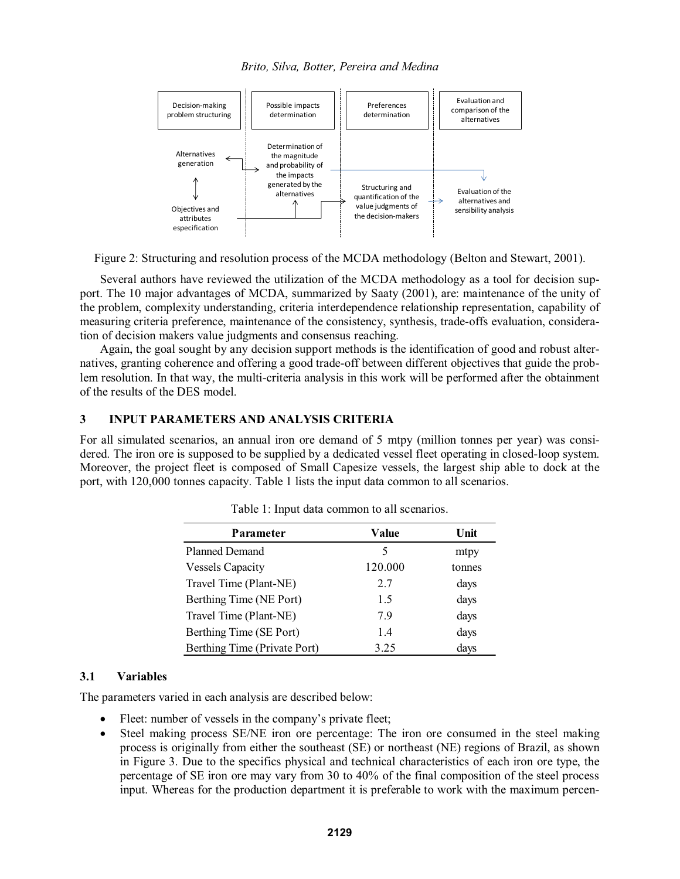Figure 2: Structuring and resolution process of the MCDA methodology (Belton and Stewart, 2001).

Several authors have reviewed the utilization of the MCDA methodology as a tool for decision support. The 10 major advantages of MCDA, summarized by Saaty (2001), are: maintenance of the unity of the problem, complexity understanding, criteria interdependence relationship representation, capability of measuring criteria preference, maintenance of the consistency, synthesis, trade-offs evaluation, consideration of decision makers value judgments and consensus reaching.

Again, the goal sought by any decision support methods is the identification of good and robust alternatives, granting coherence and offering a good trade-off between different objectives that guide the problem resolution. In that way, the multi-criteria analysis in this work will be performed after the obtainment of the results of the DES model.

## 3 INPUT PARAMETERS AND ANALYSIS CRITERIA

For all simulated scenarios, an annual iron ore demand of 5 mtpy (million tonnes per year) was considered. The iron ore is supposed to be supplied by a dedicated vessel fleet operating in closed-loop system. Moreover, the project fleet is composed of Small Capesize vessels, the largest ship able to dock at the port, with 120,000 tonnes capacity. Table 1 lists the input data common to all scenarios.

Table 1: Input data common to all scenarios.

| Parameter | Value | Unit |
|---|---|---|
| Planned Demand | 5 | mtpy |
| Vessels Capacity | 120.000 | tonnes |
| Travel Time (Plant-NE) | 2.7 | days |
| Berthing Time (NE Port) | 1.5 | days |
| Travel Time (Plant-NE) | 7.9 | days |
| Berthing Time (SE Port) | 1.4 | days |
| Berthing Time (Private Port) | 3.25 | days |

### 3.1 Variables

The parameters varied in each analysis are described below:

- Fleet: number of vessels in the company's private fleet;
- Steel making process SE/NE iron ore percentage: The iron ore consumed in the steel making process is originally from either the southeast (SE) or northeast (NE) regions of Brazil, as shown in Figure 3. Due to the specifics physical and technical characteristics of each iron ore type, the percentage of SE iron ore may vary from 30 to 40% of the final composition of the steel process input. Whereas for the production department it is preferable to work with the maximum percen-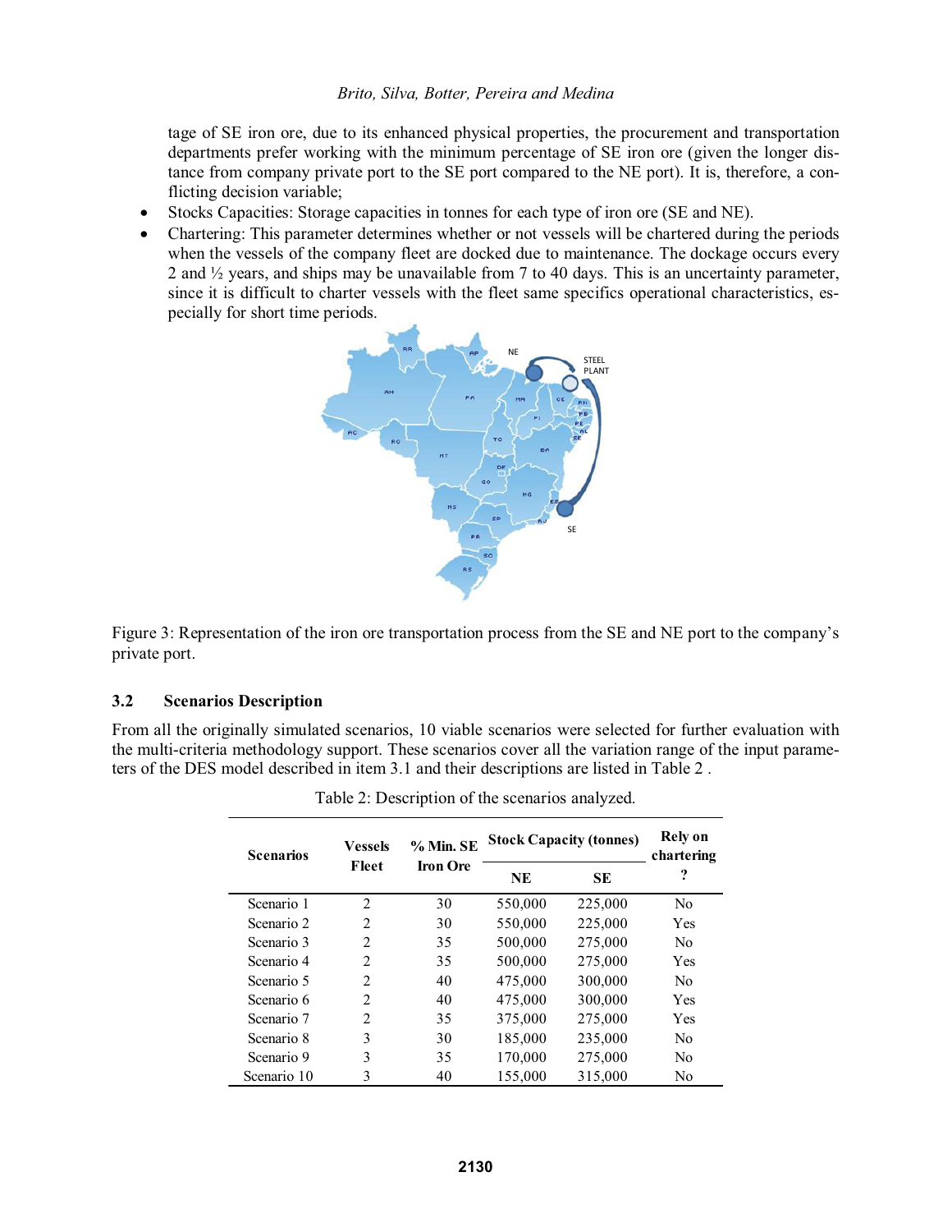tage of SE iron ore, due to its enhanced physical properties, the procurement and transportation departments prefer working with the minimum percentage of SE iron ore (given the longer distance from company private port to the SE port compared to the NE port). It is, therefore, a conflicting decision variable;

- Stocks Capacities: Storage capacities in tonnes for each type of iron ore (SE and NE).
- Chartering: This parameter determines whether or not vessels will be chartered during the periods when the vessels of the company fleet are docked due to maintenance. The dockage occurs every 2 and ½ years, and ships may be unavailable from 7 to 40 days. This is an uncertainty parameter, since it is difficult to charter vessels with the fleet same specifics operational characteristics, especially for short time periods.

Figure 3: Representation of the iron ore transportation process from the SE and NE port to the company's private port.

### 3.2 Scenarios Description

From all the originally simulated scenarios, 10 viable scenarios were selected for further evaluation with the multi-criteria methodology support. These scenarios cover all the variation range of the input parameters of the DES model described in item 3.1 and their descriptions are listed in Table 2 .

Table 2: Description of the scenarios analyzed.

| Scenarios | Vessels Fleet | % Min. SE Iron Ore | Stock Capacity (tonnes) | | Rely on chartering ? |
|---|---|---|---|---|---|
| | | | NE | SE | |
| Scenario 1 | 2 | 30 | 550,000 | 225,000 | No |
| Scenario 2 | 2 | 30 | 550,000 | 225,000 | Yes |
| Scenario 3 | 2 | 35 | 500,000 | 275,000 | No |
| Scenario 4 | 2 | 35 | 500,000 | 275,000 | Yes |
| Scenario 5 | 2 | 40 | 475,000 | 300,000 | No |
| Scenario 6 | 2 | 40 | 475,000 | 300,000 | Yes |
| Scenario 7 | 2 | 35 | 375,000 | 275,000 | Yes |
| Scenario 8 | 3 | 30 | 185,000 | 235,000 | No |
| Scenario 9 | 3 | 35 | 170,000 | 275,000 | No |
| Scenario 10 | 3 | 40 | 155,000 | 315,000 | No |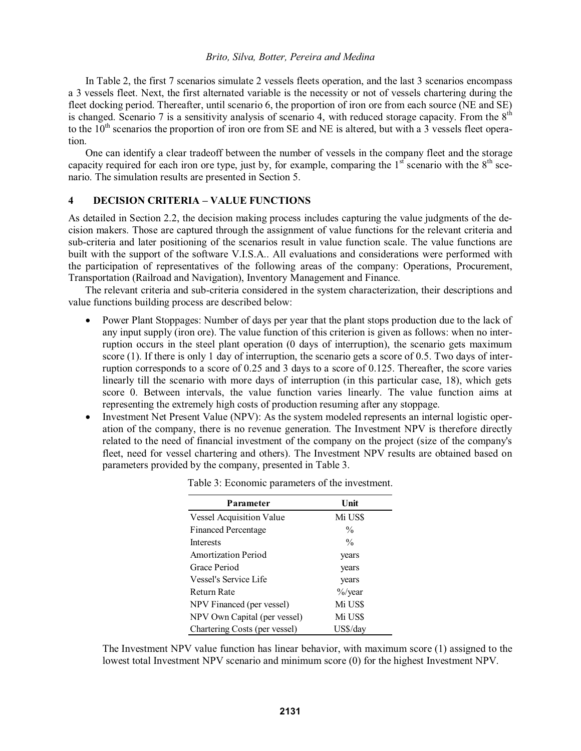In Table 2, the first 7 scenarios simulate 2 vessels fleets operation, and the last 3 scenarios encompass a 3 vessels fleet. Next, the first alternated variable is the necessity or not of vessels chartering during the fleet docking period. Thereafter, until scenario 6, the proportion of iron ore from each source (NE and SE) is changed. Scenario 7 is a sensitivity analysis of scenario 4, with reduced storage capacity. From the 8th to the 10th scenarios the proportion of iron ore from SE and NE is altered, but with a 3 vessels fleet operation.

One can identify a clear tradeoff between the number of vessels in the company fleet and the storage capacity required for each iron ore type, just by, for example, comparing the 1st scenario with the 8th scenario. The simulation results are presented in Section 5.

## 4 DECISION CRITERIA – VALUE FUNCTIONS

As detailed in Section 2.2, the decision making process includes capturing the value judgments of the decision makers. Those are captured through the assignment of value functions for the relevant criteria and sub-criteria and later positioning of the scenarios result in value function scale. The value functions are built with the support of the software V.I.S.A.. All evaluations and considerations were performed with the participation of representatives of the following areas of the company: Operations, Procurement, Transportation (Railroad and Navigation), Inventory Management and Finance.

The relevant criteria and sub-criteria considered in the system characterization, their descriptions and value functions building process are described below:

- Power Plant Stoppages: Number of days per year that the plant stops production due to the lack of any input supply (iron ore). The value function of this criterion is given as follows: when no interruption occurs in the steel plant operation (0 days of interruption), the scenario gets maximum score (1). If there is only 1 day of interruption, the scenario gets a score of 0.5. Two days of interruption corresponds to a score of 0.25 and 3 days to a score of 0.125. Thereafter, the score varies linearly till the scenario with more days of interruption (in this particular case, 18), which gets score 0. Between intervals, the value function varies linearly. The value function aims at representing the extremely high costs of production resuming after any stoppage.
- Investment Net Present Value (NPV): As the system modeled represents an internal logistic operation of the company, there is no revenue generation. The Investment NPV is therefore directly related to the need of financial investment of the company on the project (size of the company's fleet, need for vessel chartering and others). The Investment NPV results are obtained based on parameters provided by the company, presented in Table 3.

Table 3: Economic parameters of the investment.

| Parameter | Unit |
|---|---|
| Vessel Acquisition Value | Mi US$ |
| Financed Percentage | % |
| Interests | % |
| Amortization Period | years |
| Grace Period | years |
| Vessel's Service Life | years |
| Return Rate | %/year |
| NPV Financed (per vessel) | Mi US$ |
| NPV Own Capital (per vessel) | Mi US$ |
| Chartering Costs (per vessel) | US$/day |

The Investment NPV value function has linear behavior, with maximum score (1) assigned to the lowest total Investment NPV scenario and minimum score (0) for the highest Investment NPV.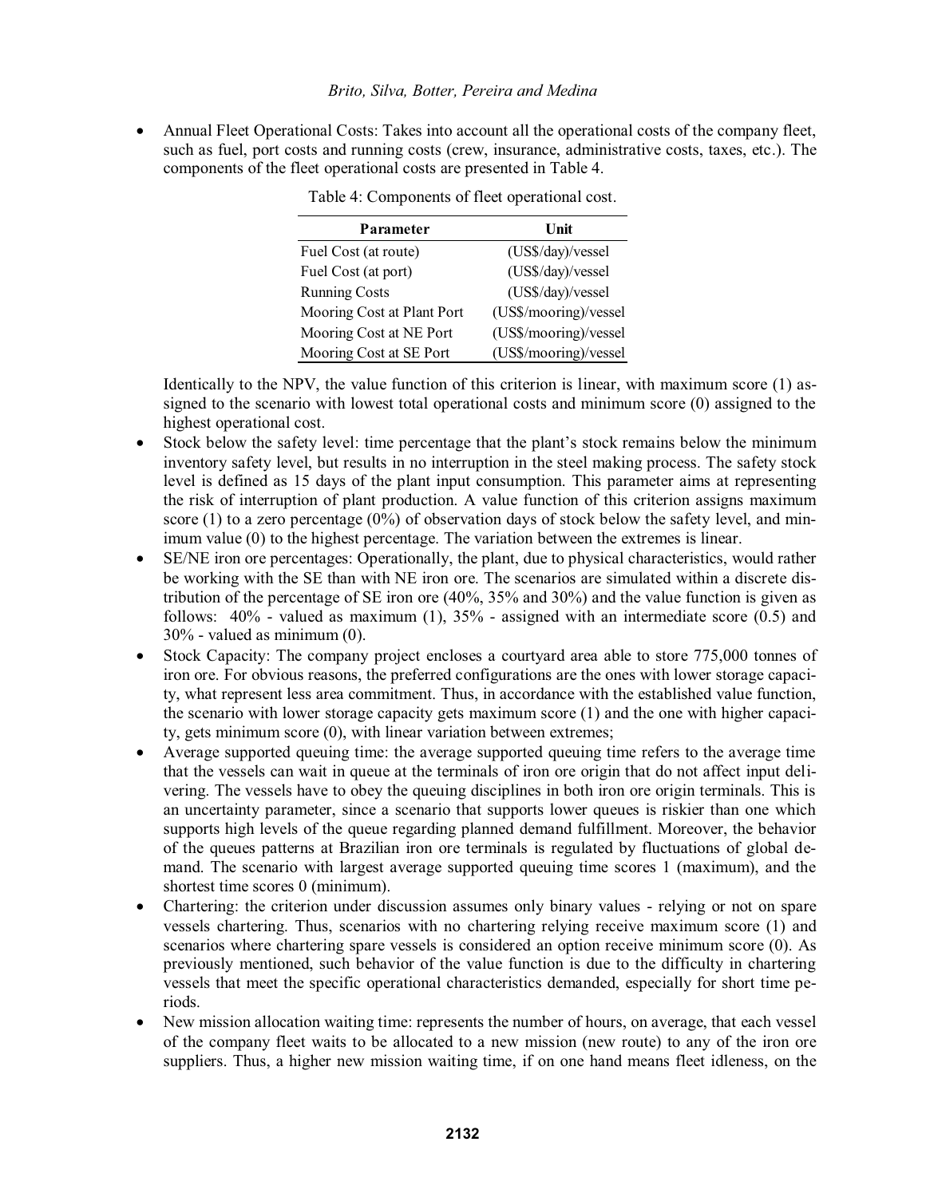- Annual Fleet Operational Costs: Takes into account all the operational costs of the company fleet, such as fuel, port costs and running costs (crew, insurance, administrative costs, taxes, etc.). The components of the fleet operational costs are presented in Table 4.

Table 4: Components of fleet operational cost.

| Parameter | Unit |
|---|---|
| Fuel Cost (at route) | (US$/day)/vessel |
| Fuel Cost (at port) | (US$/day)/vessel |
| Running Costs | (US$/day)/vessel |
| Mooring Cost at Plant Port | (US$/mooring)/vessel |
| Mooring Cost at NE Port | (US$/mooring)/vessel |
| Mooring Cost at SE Port | (US$/mooring)/vessel |

  Identically to the NPV, the value function of this criterion is linear, with maximum score (1) assigned to the scenario with lowest total operational costs and minimum score (0) assigned to the highest operational cost.
- Stock below the safety level: time percentage that the plant's stock remains below the minimum inventory safety level, but results in no interruption in the steel making process. The safety stock level is defined as 15 days of the plant input consumption. This parameter aims at representing the risk of interruption of plant production. A value function of this criterion assigns maximum score (1) to a zero percentage (0%) of observation days of stock below the safety level, and minimum value (0) to the highest percentage. The variation between the extremes is linear.
- SE/NE iron ore percentages: Operationally, the plant, due to physical characteristics, would rather be working with the SE than with NE iron ore. The scenarios are simulated within a discrete distribution of the percentage of SE iron ore (40%, 35% and 30%) and the value function is given as follows: 40% - valued as maximum (1), 35% - assigned with an intermediate score (0.5) and 30% - valued as minimum (0).
- Stock Capacity: The company project encloses a courtyard area able to store 775,000 tonnes of iron ore. For obvious reasons, the preferred configurations are the ones with lower storage capacity, what represent less area commitment. Thus, in accordance with the established value function, the scenario with lower storage capacity gets maximum score (1) and the one with higher capacity, gets minimum score (0), with linear variation between extremes;
- Average supported queuing time: the average supported queuing time refers to the average time that the vessels can wait in queue at the terminals of iron ore origin that do not affect input delivering. The vessels have to obey the queuing disciplines in both iron ore origin terminals. This is an uncertainty parameter, since a scenario that supports lower queues is riskier than one which supports high levels of the queue regarding planned demand fulfillment. Moreover, the behavior of the queues patterns at Brazilian iron ore terminals is regulated by fluctuations of global demand. The scenario with largest average supported queuing time scores 1 (maximum), and the shortest time scores 0 (minimum).
- Chartering: the criterion under discussion assumes only binary values - relying or not on spare vessels chartering. Thus, scenarios with no chartering relying receive maximum score (1) and scenarios where chartering spare vessels is considered an option receive minimum score (0). As previously mentioned, such behavior of the value function is due to the difficulty in chartering vessels that meet the specific operational characteristics demanded, especially for short time periods.
- New mission allocation waiting time: represents the number of hours, on average, that each vessel of the company fleet waits to be allocated to a new mission (new route) to any of the iron ore suppliers. Thus, a higher new mission waiting time, if on one hand means fleet idleness, on the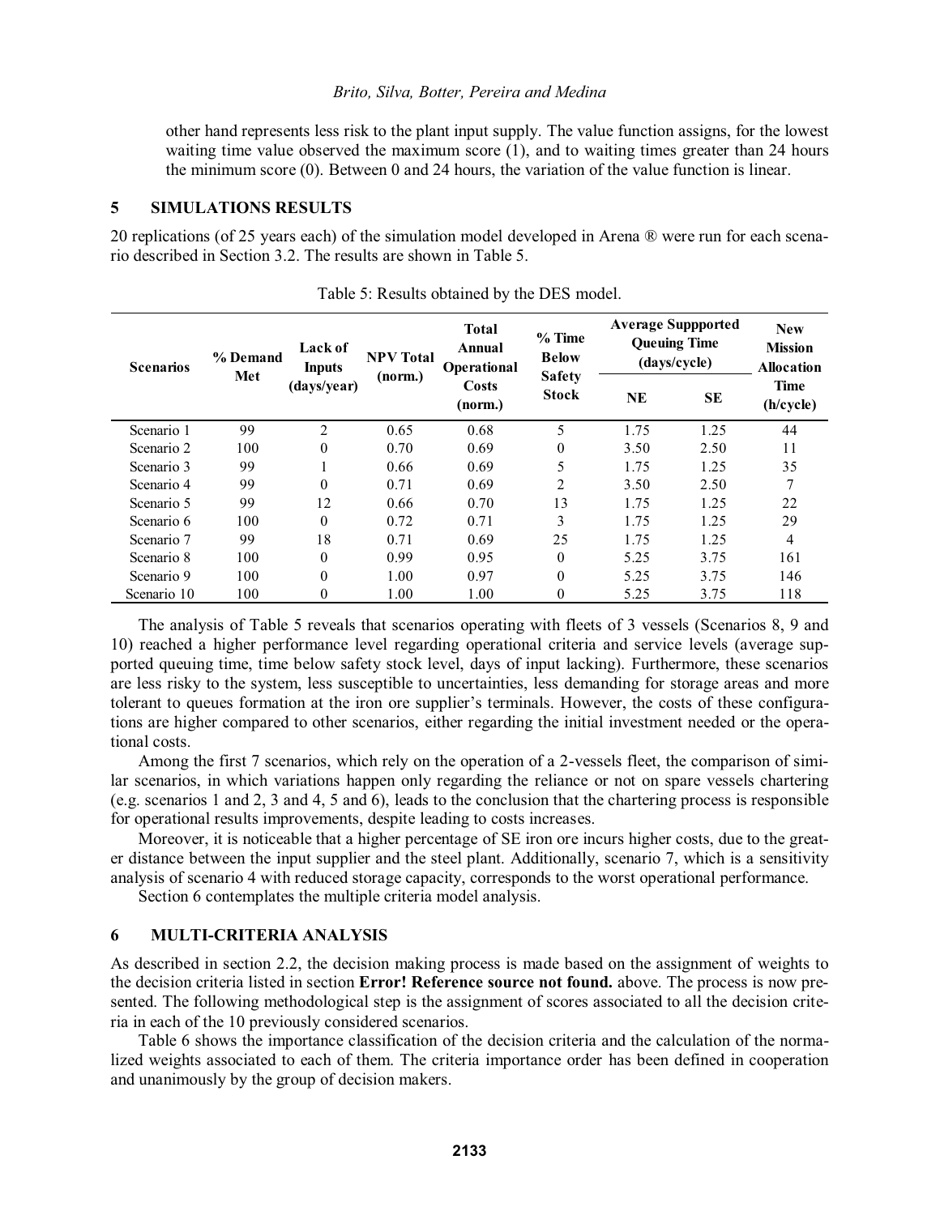other hand represents less risk to the plant input supply. The value function assigns, for the lowest waiting time value observed the maximum score (1), and to waiting times greater than 24 hours the minimum score (0). Between 0 and 24 hours, the variation of the value function is linear.

## 5 SIMULATIONS RESULTS

20 replications (of 25 years each) of the simulation model developed in Arena ® were run for each scenario described in Section 3.2. The results are shown in Table 5.

Table 5: Results obtained by the DES model.

| Scenarios | % Demand Met | Lack of Inputs (days/year) | NPV Total (norm.) | Total Annual Operational Costs (norm.) | % Time Below Safety Stock | Average Suppported Queuing Time (days/cycle) | | New Mission Allocation Time (h/cycle) |
|---|---|---|---|---|---|---|---|---|
| | | | | | | NE | SE | |
| Scenario 1 | 99 | 2 | 0.65 | 0.68 | 5 | 1.75 | 1.25 | 44 |
| Scenario 2 | 100 | 0 | 0.70 | 0.69 | 0 | 3.50 | 2.50 | 11 |
| Scenario 3 | 99 | 1 | 0.66 | 0.69 | 5 | 1.75 | 1.25 | 35 |
| Scenario 4 | 99 | 0 | 0.71 | 0.69 | 2 | 3.50 | 2.50 | 7 |
| Scenario 5 | 99 | 12 | 0.66 | 0.70 | 13 | 1.75 | 1.25 | 22 |
| Scenario 6 | 100 | 0 | 0.72 | 0.71 | 3 | 1.75 | 1.25 | 29 |
| Scenario 7 | 99 | 18 | 0.71 | 0.69 | 25 | 1.75 | 1.25 | 4 |
| Scenario 8 | 100 | 0 | 0.99 | 0.95 | 0 | 5.25 | 3.75 | 161 |
| Scenario 9 | 100 | 0 | 1.00 | 0.97 | 0 | 5.25 | 3.75 | 146 |
| Scenario 10 | 100 | 0 | 1.00 | 1.00 | 0 | 5.25 | 3.75 | 118 |

The analysis of Table 5 reveals that scenarios operating with fleets of 3 vessels (Scenarios 8, 9 and 10) reached a higher performance level regarding operational criteria and service levels (average supported queuing time, time below safety stock level, days of input lacking). Furthermore, these scenarios are less risky to the system, less susceptible to uncertainties, less demanding for storage areas and more tolerant to queues formation at the iron ore supplier's terminals. However, the costs of these configurations are higher compared to other scenarios, either regarding the initial investment needed or the operational costs.

Among the first 7 scenarios, which rely on the operation of a 2-vessels fleet, the comparison of similar scenarios, in which variations happen only regarding the reliance or not on spare vessels chartering (e.g. scenarios 1 and 2, 3 and 4, 5 and 6), leads to the conclusion that the chartering process is responsible for operational results improvements, despite leading to costs increases.

Moreover, it is noticeable that a higher percentage of SE iron ore incurs higher costs, due to the greater distance between the input supplier and the steel plant. Additionally, scenario 7, which is a sensitivity analysis of scenario 4 with reduced storage capacity, corresponds to the worst operational performance.

Section 6 contemplates the multiple criteria model analysis.

## 6 MULTI-CRITERIA ANALYSIS

As described in section 2.2, the decision making process is made based on the assignment of weights to the decision criteria listed in section **Error! Reference source not found.** above. The process is now presented. The following methodological step is the assignment of scores associated to all the decision criteria in each of the 10 previously considered scenarios.

Table 6 shows the importance classification of the decision criteria and the calculation of the normalized weights associated to each of them. The criteria importance order has been defined in cooperation and unanimously by the group of decision makers.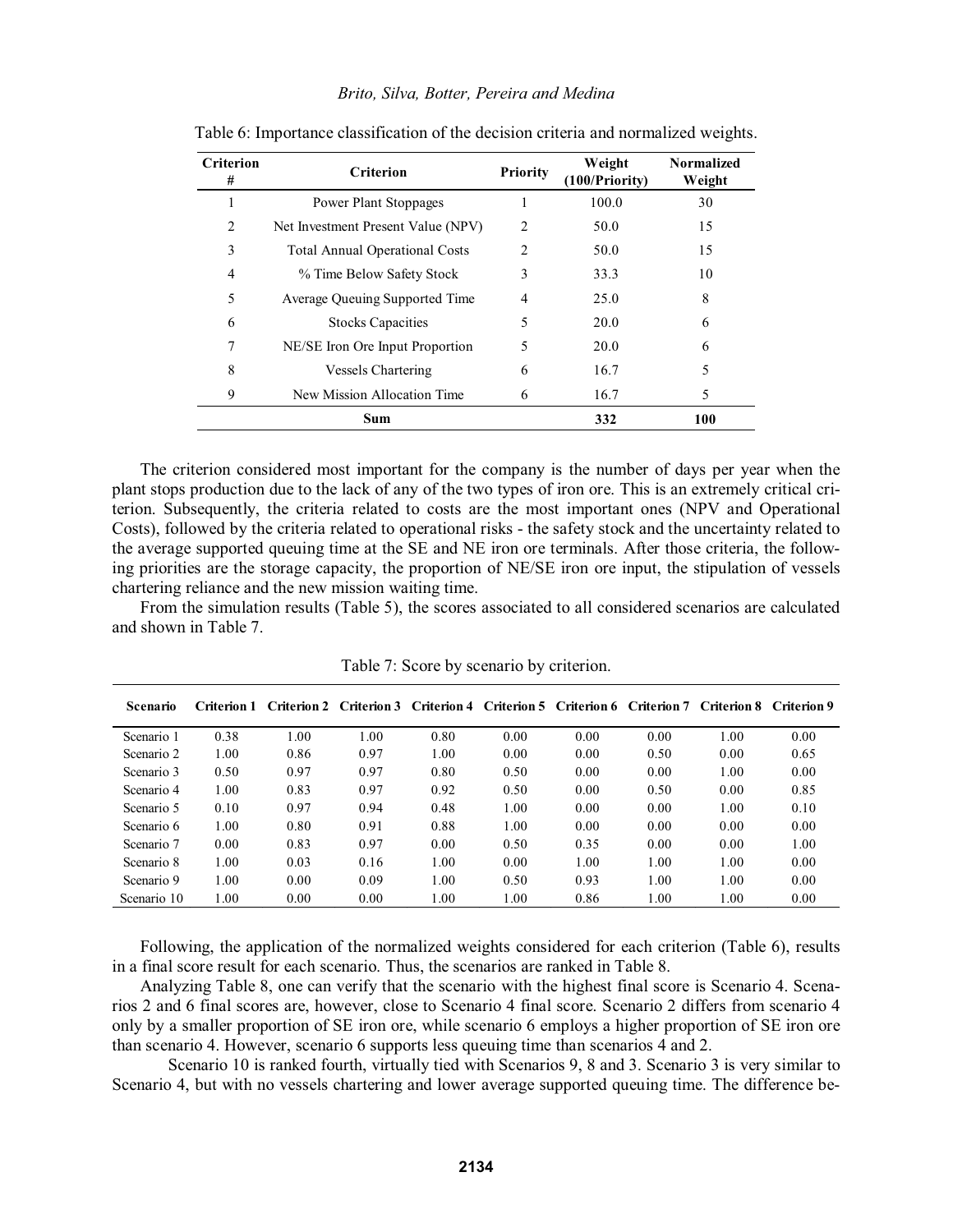Table 6: Importance classification of the decision criteria and normalized weights.

| Criterion # | Criterion | Priority | Weight (100/Priority) | Normalized Weight |
|---|---|---|---|---|
| 1 | Power Plant Stoppages | 1 | 100.0 | 30 |
| 2 | Net Investment Present Value (NPV) | 2 | 50.0 | 15 |
| 3 | Total Annual Operational Costs | 2 | 50.0 | 15 |
| 4 | % Time Below Safety Stock | 3 | 33.3 | 10 |
| 5 | Average Queuing Supported Time | 4 | 25.0 | 8 |
| 6 | Stocks Capacities | 5 | 20.0 | 6 |
| 7 | NE/SE Iron Ore Input Proportion | 5 | 20.0 | 6 |
| 8 | Vessels Chartering | 6 | 16.7 | 5 |
| 9 | New Mission Allocation Time | 6 | 16.7 | 5 |
| | **Sum** | | **332** | **100** |

The criterion considered most important for the company is the number of days per year when the plant stops production due to the lack of any of the two types of iron ore. This is an extremely critical criterion. Subsequently, the criteria related to costs are the most important ones (NPV and Operational Costs), followed by the criteria related to operational risks - the safety stock and the uncertainty related to the average supported queuing time at the SE and NE iron ore terminals. After those criteria, the following priorities are the storage capacity, the proportion of NE/SE iron ore input, the stipulation of vessels chartering reliance and the new mission waiting time.

From the simulation results (Table 5), the scores associated to all considered scenarios are calculated and shown in Table 7.

Table 7: Score by scenario by criterion.

| Scenario | Criterion 1 | Criterion 2 | Criterion 3 | Criterion 4 | Criterion 5 | Criterion 6 | Criterion 7 | Criterion 8 | Criterion 9 |
|---|---|---|---|---|---|---|---|---|---|
| Scenario 1 | 0.38 | 1.00 | 1.00 | 0.80 | 0.00 | 0.00 | 0.00 | 1.00 | 0.00 |
| Scenario 2 | 1.00 | 0.86 | 0.97 | 1.00 | 0.00 | 0.00 | 0.50 | 0.00 | 0.65 |
| Scenario 3 | 0.50 | 0.97 | 0.97 | 0.80 | 0.50 | 0.00 | 0.00 | 1.00 | 0.00 |
| Scenario 4 | 1.00 | 0.83 | 0.97 | 0.92 | 0.50 | 0.00 | 0.50 | 0.00 | 0.85 |
| Scenario 5 | 0.10 | 0.97 | 0.94 | 0.48 | 1.00 | 0.00 | 0.00 | 1.00 | 0.10 |
| Scenario 6 | 1.00 | 0.80 | 0.91 | 0.88 | 1.00 | 0.00 | 0.00 | 0.00 | 0.00 |
| Scenario 7 | 0.00 | 0.83 | 0.97 | 0.00 | 0.50 | 0.35 | 0.00 | 0.00 | 1.00 |
| Scenario 8 | 1.00 | 0.03 | 0.16 | 1.00 | 0.00 | 1.00 | 1.00 | 1.00 | 0.00 |
| Scenario 9 | 1.00 | 0.00 | 0.09 | 1.00 | 0.50 | 0.93 | 1.00 | 1.00 | 0.00 |
| Scenario 10 | 1.00 | 0.00 | 0.00 | 1.00 | 1.00 | 0.86 | 1.00 | 1.00 | 0.00 |

Following, the application of the normalized weights considered for each criterion (Table 6), results in a final score result for each scenario. Thus, the scenarios are ranked in Table 8.

Analyzing Table 8, one can verify that the scenario with the highest final score is Scenario 4. Scenarios 2 and 6 final scores are, however, close to Scenario 4 final score. Scenario 2 differs from scenario 4 only by a smaller proportion of SE iron ore, while scenario 6 employs a higher proportion of SE iron ore than scenario 4. However, scenario 6 supports less queuing time than scenarios 4 and 2.

Scenario 10 is ranked fourth, virtually tied with Scenarios 9, 8 and 3. Scenario 3 is very similar to Scenario 4, but with no vessels chartering and lower average supported queuing time. The difference be-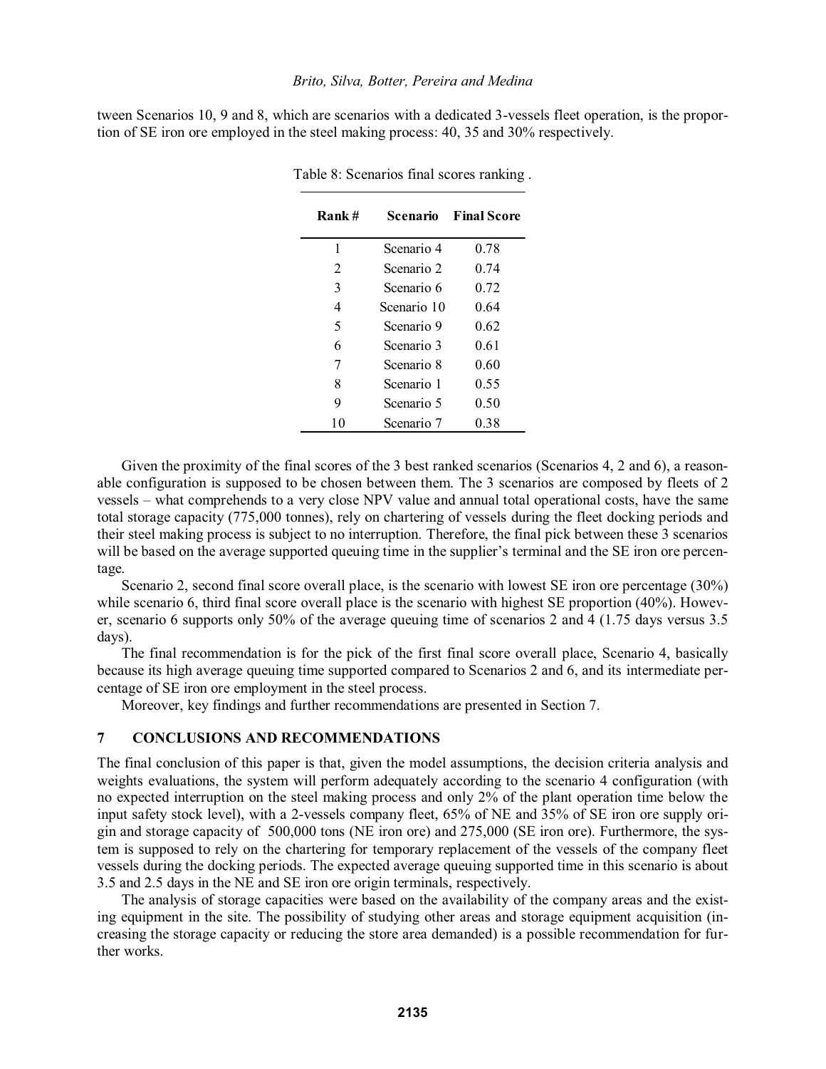tween Scenarios 10, 9 and 8, which are scenarios with a dedicated 3-vessels fleet operation, is the proportion of SE iron ore employed in the steel making process: 40, 35 and 30% respectively.

Table 8: Scenarios final scores ranking .

| Rank # | Scenario | Final Score |
|---|---|---|
| 1 | Scenario 4 | 0.78 |
| 2 | Scenario 2 | 0.74 |
| 3 | Scenario 6 | 0.72 |
| 4 | Scenario 10 | 0.64 |
| 5 | Scenario 9 | 0.62 |
| 6 | Scenario 3 | 0.61 |
| 7 | Scenario 8 | 0.60 |
| 8 | Scenario 1 | 0.55 |
| 9 | Scenario 5 | 0.50 |
| 10 | Scenario 7 | 0.38 |

Given the proximity of the final scores of the 3 best ranked scenarios (Scenarios 4, 2 and 6), a reasonable configuration is supposed to be chosen between them. The 3 scenarios are composed by fleets of 2 vessels – what comprehends to a very close NPV value and annual total operational costs, have the same total storage capacity (775,000 tonnes), rely on chartering of vessels during the fleet docking periods and their steel making process is subject to no interruption. Therefore, the final pick between these 3 scenarios will be based on the average supported queuing time in the supplier's terminal and the SE iron ore percentage.

Scenario 2, second final score overall place, is the scenario with lowest SE iron ore percentage (30%) while scenario 6, third final score overall place is the scenario with highest SE proportion (40%). However, scenario 6 supports only 50% of the average queuing time of scenarios 2 and 4 (1.75 days versus 3.5 days).

The final recommendation is for the pick of the first final score overall place, Scenario 4, basically because its high average queuing time supported compared to Scenarios 2 and 6, and its intermediate percentage of SE iron ore employment in the steel process.

Moreover, key findings and further recommendations are presented in Section 7.

## 7 CONCLUSIONS AND RECOMMENDATIONS

The final conclusion of this paper is that, given the model assumptions, the decision criteria analysis and weights evaluations, the system will perform adequately according to the scenario 4 configuration (with no expected interruption on the steel making process and only 2% of the plant operation time below the input safety stock level), with a 2-vessels company fleet, 65% of NE and 35% of SE iron ore supply origin and storage capacity of 500,000 tons (NE iron ore) and 275,000 (SE iron ore). Furthermore, the system is supposed to rely on the chartering for temporary replacement of the vessels of the company fleet vessels during the docking periods. The expected average queuing supported time in this scenario is about 3.5 and 2.5 days in the NE and SE iron ore origin terminals, respectively.

The analysis of storage capacities were based on the availability of the company areas and the existing equipment in the site. The possibility of studying other areas and storage equipment acquisition (increasing the storage capacity or reducing the store area demanded) is a possible recommendation for further works.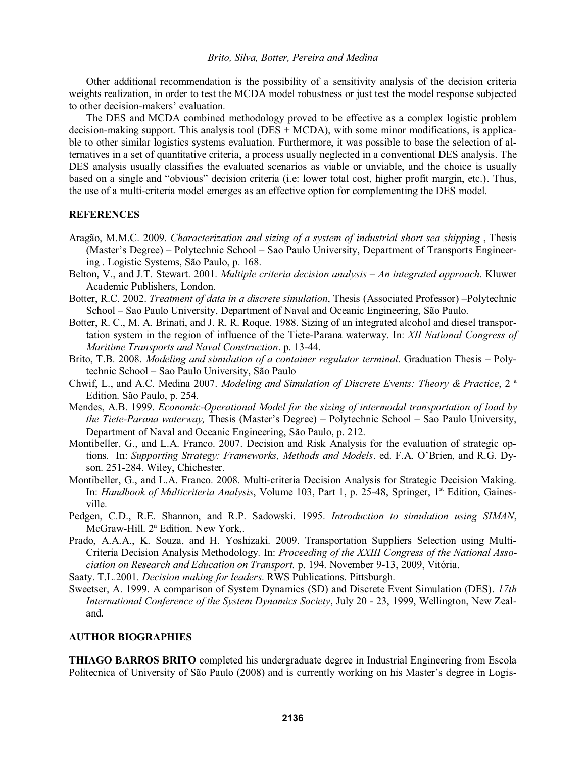Other additional recommendation is the possibility of a sensitivity analysis of the decision criteria weights realization, in order to test the MCDA model robustness or just test the model response subjected to other decision-makers' evaluation.

The DES and MCDA combined methodology proved to be effective as a complex logistic problem decision-making support. This analysis tool (DES + MCDA), with some minor modifications, is applicable to other similar logistics systems evaluation. Furthermore, it was possible to base the selection of alternatives in a set of quantitative criteria, a process usually neglected in a conventional DES analysis. The DES analysis usually classifies the evaluated scenarios as viable or unviable, and the choice is usually based on a single and "obvious" decision criteria (i.e: lower total cost, higher profit margin, etc.). Thus, the use of a multi-criteria model emerges as an effective option for complementing the DES model.

## REFERENCES

Aragão, M.M.C. 2009. *Characterization and sizing of a system of industrial short sea shipping* , Thesis (Master's Degree) – Polytechnic School – Sao Paulo University, Department of Transports Engineering . Logistic Systems, São Paulo, p. 168.

Belton, V., and J.T. Stewart. 2001. *Multiple criteria decision analysis – An integrated approach*. Kluwer Academic Publishers, London.

Botter, R.C. 2002. *Treatment of data in a discrete simulation*, Thesis (Associated Professor) –Polytechnic School – Sao Paulo University, Department of Naval and Oceanic Engineering, São Paulo.

Botter, R. C., M. A. Brinati, and J. R. R. Roque. 1988. Sizing of an integrated alcohol and diesel transportation system in the region of influence of the Tiete-Parana waterway. In: *XII National Congress of Maritime Transports and Naval Construction*. p. 13-44.

Brito, T.B. 2008. *Modeling and simulation of a container regulator terminal*. Graduation Thesis – Polytechnic School – Sao Paulo University, São Paulo

Chwif, L., and A.C. Medina 2007. *Modeling and Simulation of Discrete Events: Theory & Practice*, 2 ª Edition. São Paulo, p. 254.

Mendes, A.B. 1999. *Economic-Operational Model for the sizing of intermodal transportation of load by the Tiete-Parana waterway,* Thesis (Master's Degree) – Polytechnic School – Sao Paulo University, Department of Naval and Oceanic Engineering, São Paulo, p. 212.

Montibeller, G., and L.A. Franco. 2007. Decision and Risk Analysis for the evaluation of strategic options. In: *Supporting Strategy: Frameworks, Methods and Models*. ed. F.A. O'Brien, and R.G. Dyson. 251-284. Wiley, Chichester.

Montibeller, G., and L.A. Franco. 2008. Multi-criteria Decision Analysis for Strategic Decision Making. In: *Handbook of Multicriteria Analysis*, Volume 103, Part 1, p. 25-48, Springer, 1st Edition, Gainesville.

Pedgen, C.D., R.E. Shannon, and R.P. Sadowski. 1995. *Introduction to simulation using SIMAN*, McGraw-Hill. 2ª Edition. New York,.

Prado, A.A.A., K. Souza, and H. Yoshizaki. 2009. Transportation Suppliers Selection using Multi-Criteria Decision Analysis Methodology*.* In: *Proceeding of the XXIII Congress of the National Association on Research and Education on Transport.* p. 194. November 9-13, 2009, Vitória.

Saaty. T.L.2001*. Decision making for leaders*. RWS Publications. Pittsburgh.

Sweetser, A. 1999. A comparison of System Dynamics (SD) and Discrete Event Simulation (DES). *17th International Conference of the System Dynamics Society*, July 20 - 23, 1999, Wellington, New Zealand.

## AUTHOR BIOGRAPHIES

**THIAGO BARROS BRITO** completed his undergraduate degree in Industrial Engineering from Escola Politecnica of University of São Paulo (2008) and is currently working on his Master's degree in Logis-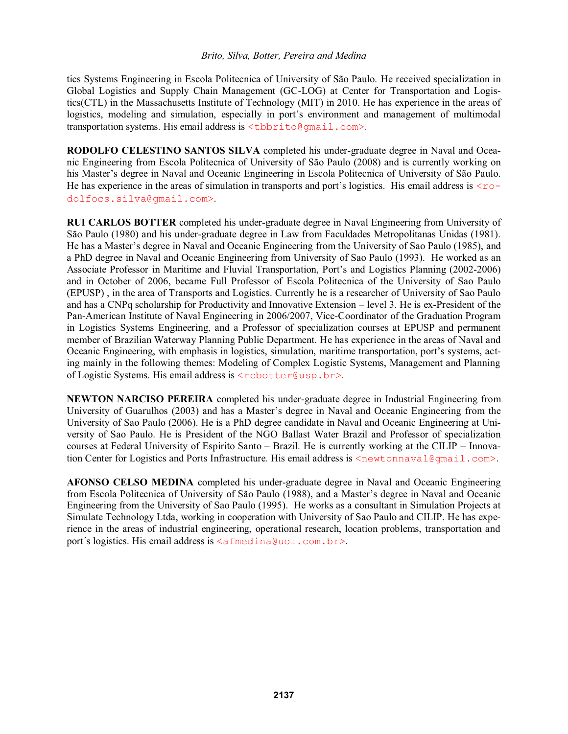tics Systems Engineering in Escola Politecnica of University of São Paulo. He received specialization in Global Logistics and Supply Chain Management (GC-LOG) at Center for Transportation and Logistics(CTL) in the Massachusetts Institute of Technology (MIT) in 2010. He has experience in the areas of logistics, modeling and simulation, especially in port's environment and management of multimodal transportation systems. His email address is <tbbrito@gmail.com>.

**RODOLFO CELESTINO SANTOS SILVA** completed his under-graduate degree in Naval and Oceanic Engineering from Escola Politecnica of University of São Paulo (2008) and is currently working on his Master's degree in Naval and Oceanic Engineering in Escola Politecnica of University of São Paulo. He has experience in the areas of simulation in transports and port's logistics. His email address is <rodolfocs.silva@gmail.com>.

**RUI CARLOS BOTTER** completed his under-graduate degree in Naval Engineering from University of São Paulo (1980) and his under-graduate degree in Law from Faculdades Metropolitanas Unidas (1981). He has a Master's degree in Naval and Oceanic Engineering from the University of Sao Paulo (1985), and a PhD degree in Naval and Oceanic Engineering from University of Sao Paulo (1993). He worked as an Associate Professor in Maritime and Fluvial Transportation, Port's and Logistics Planning (2002-2006) and in October of 2006, became Full Professor of Escola Politecnica of the University of Sao Paulo (EPUSP) , in the area of Transports and Logistics. Currently he is a researcher of University of Sao Paulo and has a CNPq scholarship for Productivity and Innovative Extension – level 3. He is ex-President of the Pan-American Institute of Naval Engineering in 2006/2007, Vice-Coordinator of the Graduation Program in Logistics Systems Engineering, and a Professor of specialization courses at EPUSP and permanent member of Brazilian Waterway Planning Public Department. He has experience in the areas of Naval and Oceanic Engineering, with emphasis in logistics, simulation, maritime transportation, port's systems, acting mainly in the following themes: Modeling of Complex Logistic Systems, Management and Planning of Logistic Systems. His email address is <rcbotter@usp.br>.

**NEWTON NARCISO PEREIRA** completed his under-graduate degree in Industrial Engineering from University of Guarulhos (2003) and has a Master's degree in Naval and Oceanic Engineering from the University of Sao Paulo (2006). He is a PhD degree candidate in Naval and Oceanic Engineering at University of Sao Paulo. He is President of the NGO Ballast Water Brazil and Professor of specialization courses at Federal University of Espirito Santo – Brazil. He is currently working at the CILIP – Innovation Center for Logistics and Ports Infrastructure. His email address is <newtonnaval@gmail.com>.

**AFONSO CELSO MEDINA** completed his under-graduate degree in Naval and Oceanic Engineering from Escola Politecnica of University of São Paulo (1988), and a Master's degree in Naval and Oceanic Engineering from the University of Sao Paulo (1995). He works as a consultant in Simulation Projects at Simulate Technology Ltda, working in cooperation with University of Sao Paulo and CILIP. He has experience in the areas of industrial engineering, operational research, location problems, transportation and port´s logistics. His email address is <afmedina@uol.com.br>.